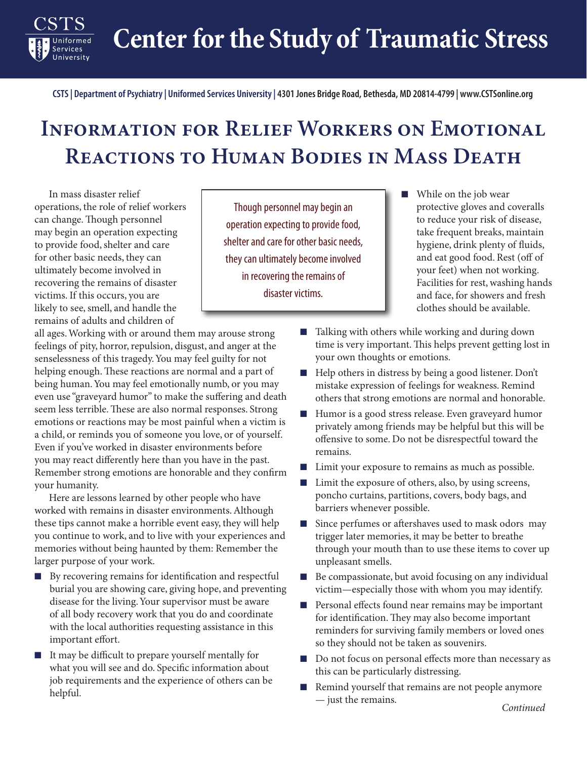# Center for the Study of Traumatic Stress

CSTS | Department of Psychiatry | Uniformed Services University | 4301 Jones Bridge Road, Bethesda, MD 20814-4799 | www.CSTSonline.org

## Information for Relief Workers on Emotional Reactions to Human Bodies in Mass Death

In mass disaster relief operations, the role of relief workers can change. Though personnel may begin an operation expecting to provide food, shelter and care for other basic needs, they can ultimately become involved in recovering the remains of disaster victims. If this occurs, you are likely to see, smell, and handle the remains of adults and children of all ages. Working with or around them may arouse strong feelings of pity, horror, repulsion, disgust, and anger at the senselessness of this tragedy. You may feel guilty for not helping enough. These reactions are normal and a part of being human. You may feel emotionally numb, or you may even use "graveyard humor" to make the suffering and death seem less terrible. These are also normal responses. Strong emotions or reactions may be most painful when a victim is a child, or reminds you of someone you love, or of yourself. Even if you've worked in disaster environments before you may react differently here than you have in the past. Remember strong emotions are honorable and they confirm your humanity.

> Though personnel may begin an operation expecting to provide food, shelter and care for other basic needs, they can ultimately become involved in recovering the remains of disaster victims.

Here are lessons learned by other people who have worked with remains in disaster environments. Although these tips cannot make a horrible event easy, they will help you continue to work, and to live with your experiences and memories without being haunted by them: Remember the larger purpose of your work.

- By recovering remains for identification and respectful burial you are showing care, giving hope, and preventing disease for the living. Your supervisor must be aware of all body recovery work that you do and coordinate with the local authorities requesting assistance in this important effort.
- It may be difficult to prepare yourself mentally for what you will see and do. Specific information about job requirements and the experience of others can be helpful.
- While on the job wear protective gloves and coveralls to reduce your risk of disease, take frequent breaks, maintain hygiene, drink plenty of fluids, and eat good food. Rest (off of your feet) when not working. Facilities for rest, washing hands and face, for showers and fresh clothes should be available.
- Talking with others while working and during down time is very important. This helps prevent getting lost in your own thoughts or emotions.
- Help others in distress by being a good listener. Don't mistake expression of feelings for weakness. Remind others that strong emotions are normal and honorable.
- Humor is a good stress release. Even graveyard humor privately among friends may be helpful but this will be offensive to some. Do not be disrespectful toward the remains.
- Limit your exposure to remains as much as possible.
- Limit the exposure of others, also, by using screens, poncho curtains, partitions, covers, body bags, and barriers whenever possible.
- Since perfumes or aftershaves used to mask odors may trigger later memories, it may be better to breathe through your mouth than to use these items to cover up unpleasant smells.
- Be compassionate, but avoid focusing on any individual victim—especially those with whom you may identify.
- Personal effects found near remains may be important for identification. They may also become important reminders for surviving family members or loved ones so they should not be taken as souvenirs.
- Do not focus on personal effects more than necessary as this can be particularly distressing.
- Remind yourself that remains are not people anymore — just the remains.

*Continued*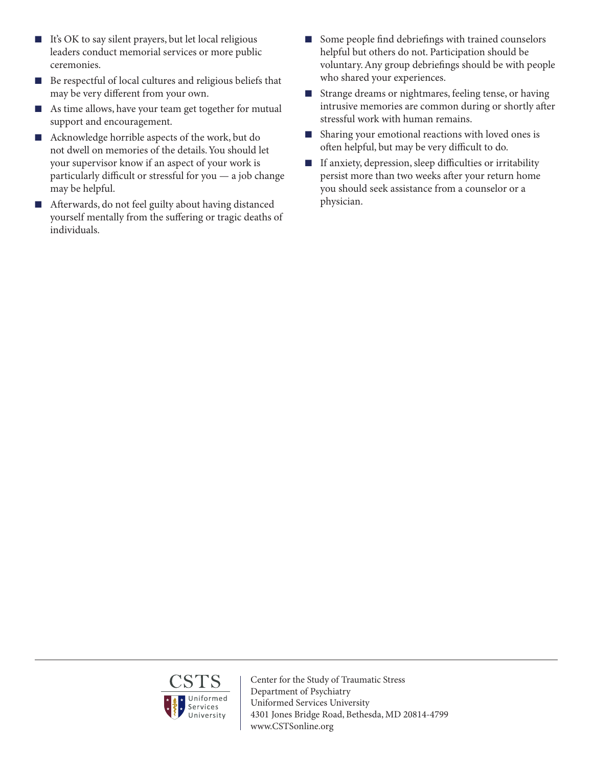- It's OK to say silent prayers, but let local religious leaders conduct memorial services or more public ceremonies.
- Be respectful of local cultures and religious beliefs that may be very different from your own.
- As time allows, have your team get together for mutual support and encouragement.
- Acknowledge horrible aspects of the work, but do not dwell on memories of the details. You should let your supervisor know if an aspect of your work is particularly difficult or stressful for you — a job change may be helpful.
- Afterwards, do not feel guilty about having distanced yourself mentally from the suffering or tragic deaths of individuals.
- Some people find debriefings with trained counselors helpful but others do not. Participation should be voluntary. Any group debriefings should be with people who shared your experiences.
- Strange dreams or nightmares, feeling tense, or having intrusive memories are common during or shortly after stressful work with human remains.
- Sharing your emotional reactions with loved ones is often helpful, but may be very difficult to do.
- If anxiety, depression, sleep difficulties or irritability persist more than two weeks after your return home you should seek assistance from a counselor or a physician.

CSTS
Uniformed Services University

Center for the Study of Traumatic Stress
Department of Psychiatry
Uniformed Services University
4301 Jones Bridge Road, Bethesda, MD 20814-4799
www.CSTSonline.org